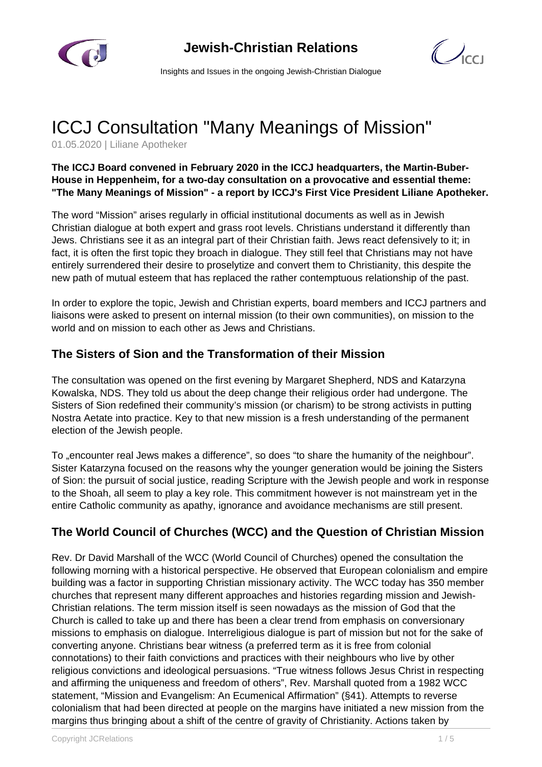# ICCJ Consultation "Many Meanings of Mission"

01.05.2020 | Liliane Apotheker

**The ICCJ Board convened in February 2020 in the ICCJ headquarters, the Martin-Buber-House in Heppenheim, for a two-day consultation on a provocative and essential theme: "The Many Meanings of Mission" - a report by ICCJ's First Vice President Liliane Apotheker.**

The word "Mission" arises regularly in official institutional documents as well as in Jewish Christian dialogue at both expert and grass root levels. Christians understand it differently than Jews. Christians see it as an integral part of their Christian faith. Jews react defensively to it; in fact, it is often the first topic they broach in dialogue. They still feel that Christians may not have entirely surrendered their desire to proselytize and convert them to Christianity, this despite the new path of mutual esteem that has replaced the rather contemptuous relationship of the past.

In order to explore the topic, Jewish and Christian experts, board members and ICCJ partners and liaisons were asked to present on internal mission (to their own communities), on mission to the world and on mission to each other as Jews and Christians.

## The Sisters of Sion and the Transformation of their Mission

The consultation was opened on the first evening by Margaret Shepherd, NDS and Katarzyna Kowalska, NDS. They told us about the deep change their religious order had undergone. The Sisters of Sion redefined their community's mission (or charism) to be strong activists in putting Nostra Aetate into practice. Key to that new mission is a fresh understanding of the permanent election of the Jewish people.

To „encounter real Jews makes a difference", so does "to share the humanity of the neighbour". Sister Katarzyna focused on the reasons why the younger generation would be joining the Sisters of Sion: the pursuit of social justice, reading Scripture with the Jewish people and work in response to the Shoah, all seem to play a key role. This commitment however is not mainstream yet in the entire Catholic community as apathy, ignorance and avoidance mechanisms are still present.

## The World Council of Churches (WCC) and the Question of Christian Mission

Rev. Dr David Marshall of the WCC (World Council of Churches) opened the consultation the following morning with a historical perspective. He observed that European colonialism and empire building was a factor in supporting Christian missionary activity. The WCC today has 350 member churches that represent many different approaches and histories regarding mission and Jewish-Christian relations. The term mission itself is seen nowadays as the mission of God that the Church is called to take up and there has been a clear trend from emphasis on conversionary missions to emphasis on dialogue. Interreligious dialogue is part of mission but not for the sake of converting anyone. Christians bear witness (a preferred term as it is free from colonial connotations) to their faith convictions and practices with their neighbours who live by other religious convictions and ideological persuasions. "True witness follows Jesus Christ in respecting and affirming the uniqueness and freedom of others", Rev. Marshall quoted from a 1982 WCC statement, "Mission and Evangelism: An Ecumenical Affirmation" (§41). Attempts to reverse colonialism that had been directed at people on the margins have initiated a new mission from the margins thus bringing about a shift of the centre of gravity of Christianity. Actions taken by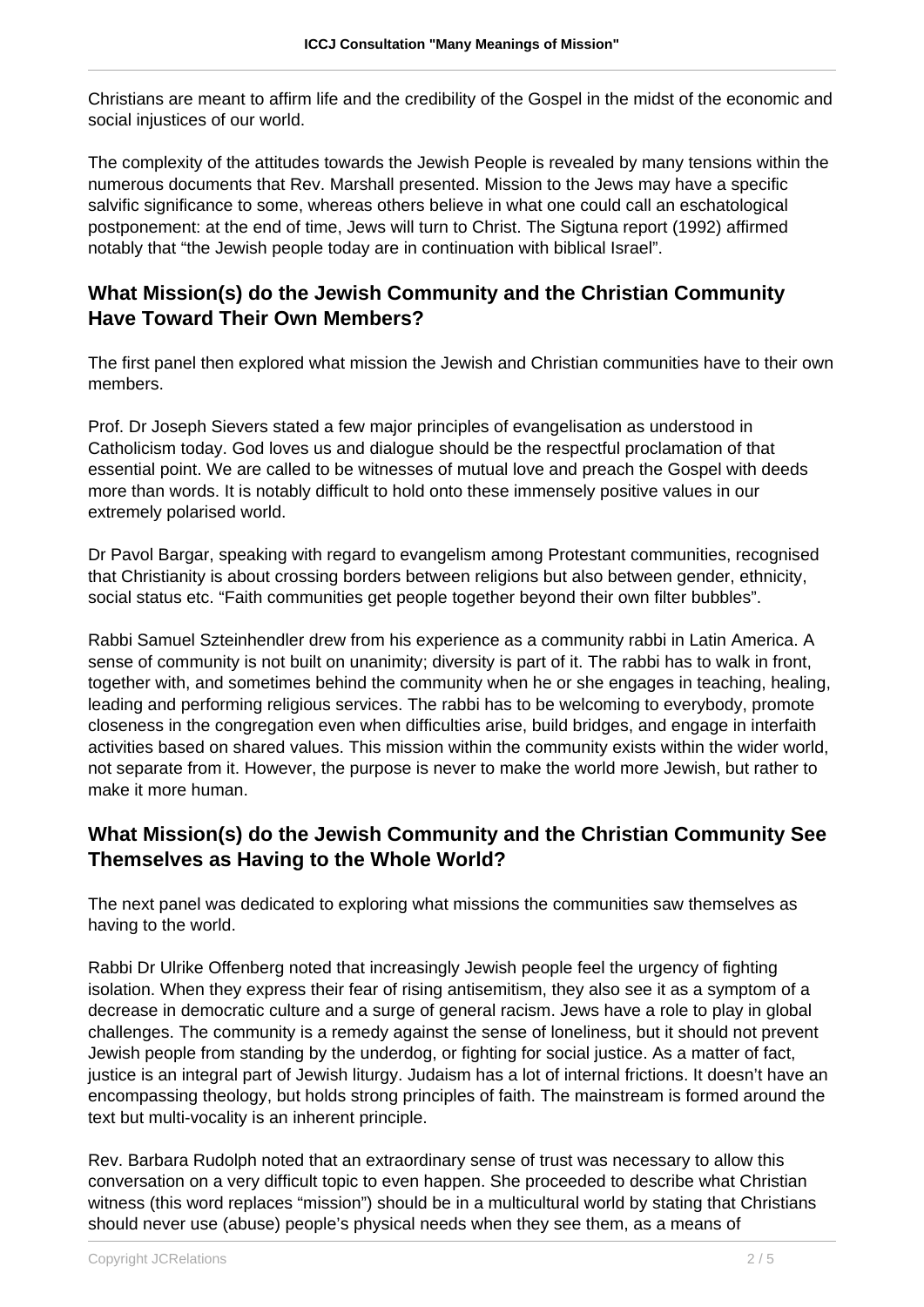Christians are meant to affirm life and the credibility of the Gospel in the midst of the economic and social injustices of our world.

The complexity of the attitudes towards the Jewish People is revealed by many tensions within the numerous documents that Rev. Marshall presented. Mission to the Jews may have a specific salvific significance to some, whereas others believe in what one could call an eschatological postponement: at the end of time, Jews will turn to Christ. The Sigtuna report (1992) affirmed notably that "the Jewish people today are in continuation with biblical Israel".

## What Mission(s) do the Jewish Community and the Christian Community Have Toward Their Own Members?

The first panel then explored what mission the Jewish and Christian communities have to their own members.

Prof. Dr Joseph Sievers stated a few major principles of evangelisation as understood in Catholicism today. God loves us and dialogue should be the respectful proclamation of that essential point. We are called to be witnesses of mutual love and preach the Gospel with deeds more than words. It is notably difficult to hold onto these immensely positive values in our extremely polarised world.

Dr Pavol Bargar, speaking with regard to evangelism among Protestant communities, recognised that Christianity is about crossing borders between religions but also between gender, ethnicity, social status etc. "Faith communities get people together beyond their own filter bubbles".

Rabbi Samuel Szteinhendler drew from his experience as a community rabbi in Latin America. A sense of community is not built on unanimity; diversity is part of it. The rabbi has to walk in front, together with, and sometimes behind the community when he or she engages in teaching, healing, leading and performing religious services. The rabbi has to be welcoming to everybody, promote closeness in the congregation even when difficulties arise, build bridges, and engage in interfaith activities based on shared values. This mission within the community exists within the wider world, not separate from it. However, the purpose is never to make the world more Jewish, but rather to make it more human.

## What Mission(s) do the Jewish Community and the Christian Community See Themselves as Having to the Whole World?

The next panel was dedicated to exploring what missions the communities saw themselves as having to the world.

Rabbi Dr Ulrike Offenberg noted that increasingly Jewish people feel the urgency of fighting isolation. When they express their fear of rising antisemitism, they also see it as a symptom of a decrease in democratic culture and a surge of general racism. Jews have a role to play in global challenges. The community is a remedy against the sense of loneliness, but it should not prevent Jewish people from standing by the underdog, or fighting for social justice. As a matter of fact, justice is an integral part of Jewish liturgy. Judaism has a lot of internal frictions. It doesn't have an encompassing theology, but holds strong principles of faith. The mainstream is formed around the text but multi-vocality is an inherent principle.

Rev. Barbara Rudolph noted that an extraordinary sense of trust was necessary to allow this conversation on a very difficult topic to even happen. She proceeded to describe what Christian witness (this word replaces "mission") should be in a multicultural world by stating that Christians should never use (abuse) people's physical needs when they see them, as a means of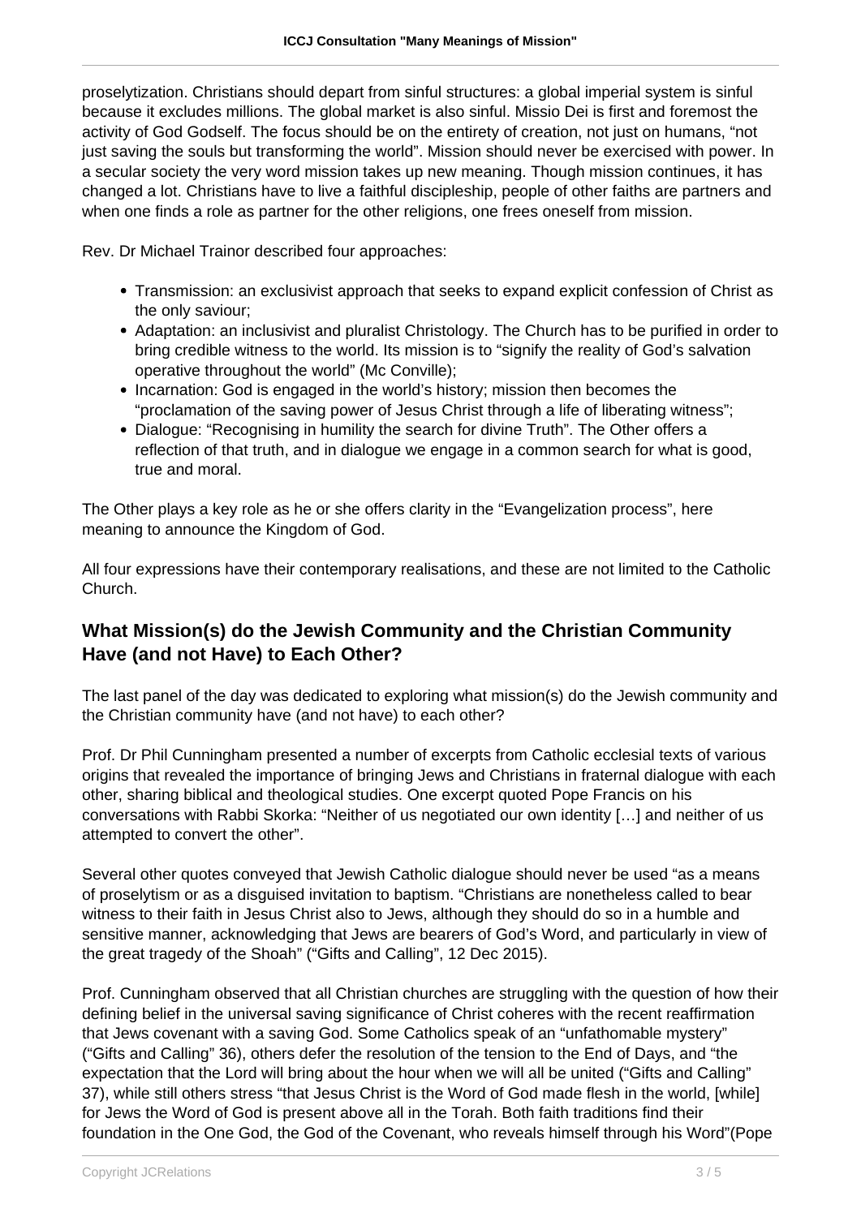proselytization. Christians should depart from sinful structures: a global imperial system is sinful because it excludes millions. The global market is also sinful. Missio Dei is first and foremost the activity of God Godself. The focus should be on the entirety of creation, not just on humans, "not just saving the souls but transforming the world". Mission should never be exercised with power. In a secular society the very word mission takes up new meaning. Though mission continues, it has changed a lot. Christians have to live a faithful discipleship, people of other faiths are partners and when one finds a role as partner for the other religions, one frees oneself from mission.

Rev. Dr Michael Trainor described four approaches:

- Transmission: an exclusivist approach that seeks to expand explicit confession of Christ as the only saviour;
- Adaptation: an inclusivist and pluralist Christology. The Church has to be purified in order to bring credible witness to the world. Its mission is to "signify the reality of God's salvation operative throughout the world" (Mc Conville);
- Incarnation: God is engaged in the world's history; mission then becomes the "proclamation of the saving power of Jesus Christ through a life of liberating witness";
- Dialogue: "Recognising in humility the search for divine Truth". The Other offers a reflection of that truth, and in dialogue we engage in a common search for what is good, true and moral.

The Other plays a key role as he or she offers clarity in the "Evangelization process", here meaning to announce the Kingdom of God.

All four expressions have their contemporary realisations, and these are not limited to the Catholic Church.

## What Mission(s) do the Jewish Community and the Christian Community Have (and not Have) to Each Other?

The last panel of the day was dedicated to exploring what mission(s) do the Jewish community and the Christian community have (and not have) to each other?

Prof. Dr Phil Cunningham presented a number of excerpts from Catholic ecclesial texts of various origins that revealed the importance of bringing Jews and Christians in fraternal dialogue with each other, sharing biblical and theological studies. One excerpt quoted Pope Francis on his conversations with Rabbi Skorka: "Neither of us negotiated our own identity […] and neither of us attempted to convert the other".

Several other quotes conveyed that Jewish Catholic dialogue should never be used "as a means of proselytism or as a disguised invitation to baptism. "Christians are nonetheless called to bear witness to their faith in Jesus Christ also to Jews, although they should do so in a humble and sensitive manner, acknowledging that Jews are bearers of God's Word, and particularly in view of the great tragedy of the Shoah" ("Gifts and Calling", 12 Dec 2015).

Prof. Cunningham observed that all Christian churches are struggling with the question of how their defining belief in the universal saving significance of Christ coheres with the recent reaffirmation that Jews covenant with a saving God. Some Catholics speak of an "unfathomable mystery" ("Gifts and Calling" 36), others defer the resolution of the tension to the End of Days, and "the expectation that the Lord will bring about the hour when we will all be united ("Gifts and Calling" 37), while still others stress "that Jesus Christ is the Word of God made flesh in the world, [while] for Jews the Word of God is present above all in the Torah. Both faith traditions find their foundation in the One God, the God of the Covenant, who reveals himself through his Word"(Pope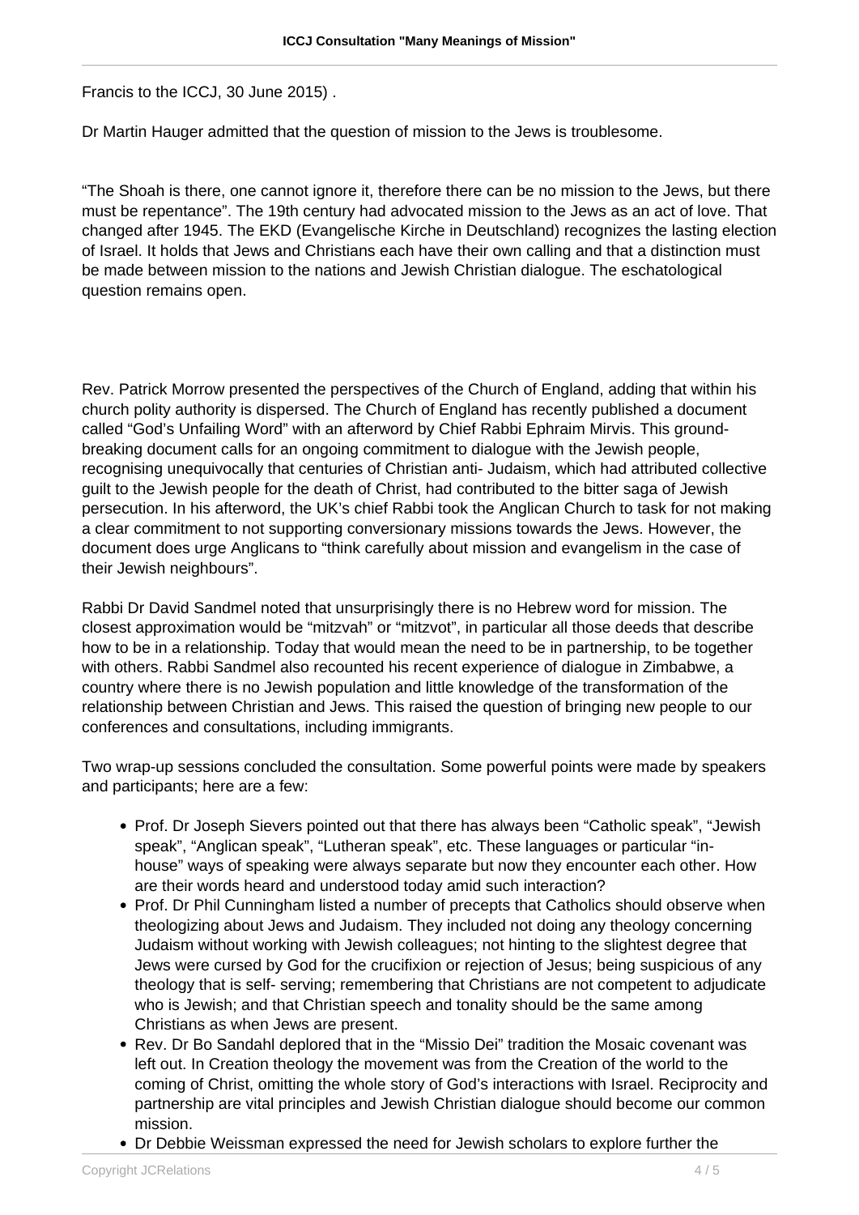Francis to the ICCJ, 30 June 2015) .

Dr Martin Hauger admitted that the question of mission to the Jews is troublesome.

“The Shoah is there, one cannot ignore it, therefore there can be no mission to the Jews, but there must be repentance”. The 19th century had advocated mission to the Jews as an act of love. That changed after 1945. The EKD (Evangelische Kirche in Deutschland) recognizes the lasting election of Israel. It holds that Jews and Christians each have their own calling and that a distinction must be made between mission to the nations and Jewish Christian dialogue. The eschatological question remains open.

Rev. Patrick Morrow presented the perspectives of the Church of England, adding that within his church polity authority is dispersed. The Church of England has recently published a document called “God’s Unfailing Word” with an afterword by Chief Rabbi Ephraim Mirvis. This ground-breaking document calls for an ongoing commitment to dialogue with the Jewish people, recognising unequivocally that centuries of Christian anti- Judaism, which had attributed collective guilt to the Jewish people for the death of Christ, had contributed to the bitter saga of Jewish persecution. In his afterword, the UK’s chief Rabbi took the Anglican Church to task for not making a clear commitment to not supporting conversionary missions towards the Jews. However, the document does urge Anglicans to “think carefully about mission and evangelism in the case of their Jewish neighbours”.

Rabbi Dr David Sandmel noted that unsurprisingly there is no Hebrew word for mission. The closest approximation would be “mitzvah” or “mitzvot”, in particular all those deeds that describe how to be in a relationship. Today that would mean the need to be in partnership, to be together with others. Rabbi Sandmel also recounted his recent experience of dialogue in Zimbabwe, a country where there is no Jewish population and little knowledge of the transformation of the relationship between Christian and Jews. This raised the question of bringing new people to our conferences and consultations, including immigrants.

Two wrap-up sessions concluded the consultation. Some powerful points were made by speakers and participants; here are a few:

- Prof. Dr Joseph Sievers pointed out that there has always been “Catholic speak”, “Jewish speak”, “Anglican speak”, “Lutheran speak”, etc. These languages or particular “in-house” ways of speaking were always separate but now they encounter each other. How are their words heard and understood today amid such interaction?
- Prof. Dr Phil Cunningham listed a number of precepts that Catholics should observe when theologizing about Jews and Judaism. They included not doing any theology concerning Judaism without working with Jewish colleagues; not hinting to the slightest degree that Jews were cursed by God for the crucifixion or rejection of Jesus; being suspicious of any theology that is self- serving; remembering that Christians are not competent to adjudicate who is Jewish; and that Christian speech and tonality should be the same among Christians as when Jews are present.
- Rev. Dr Bo Sandahl deplored that in the “Missio Dei” tradition the Mosaic covenant was left out. In Creation theology the movement was from the Creation of the world to the coming of Christ, omitting the whole story of God’s interactions with Israel. Reciprocity and partnership are vital principles and Jewish Christian dialogue should become our common mission.
- Dr Debbie Weissman expressed the need for Jewish scholars to explore further the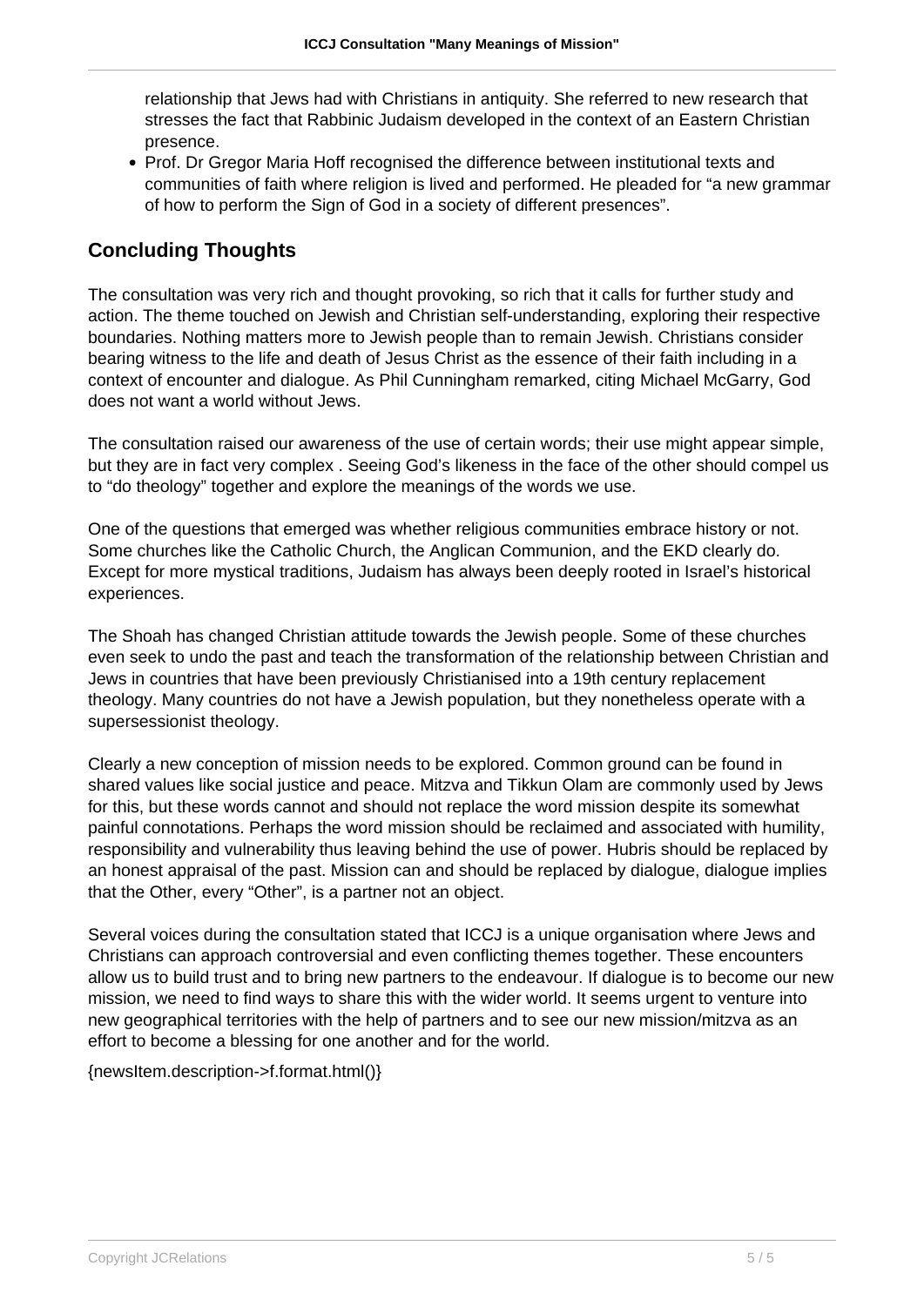relationship that Jews had with Christians in antiquity. She referred to new research that stresses the fact that Rabbinic Judaism developed in the context of an Eastern Christian presence.

- Prof. Dr Gregor Maria Hoff recognised the difference between institutional texts and communities of faith where religion is lived and performed. He pleaded for "a new grammar of how to perform the Sign of God in a society of different presences".

## Concluding Thoughts

The consultation was very rich and thought provoking, so rich that it calls for further study and action. The theme touched on Jewish and Christian self-understanding, exploring their respective boundaries. Nothing matters more to Jewish people than to remain Jewish. Christians consider bearing witness to the life and death of Jesus Christ as the essence of their faith including in a context of encounter and dialogue. As Phil Cunningham remarked, citing Michael McGarry, God does not want a world without Jews.

The consultation raised our awareness of the use of certain words; their use might appear simple, but they are in fact very complex . Seeing God's likeness in the face of the other should compel us to "do theology" together and explore the meanings of the words we use.

One of the questions that emerged was whether religious communities embrace history or not. Some churches like the Catholic Church, the Anglican Communion, and the EKD clearly do. Except for more mystical traditions, Judaism has always been deeply rooted in Israel's historical experiences.

The Shoah has changed Christian attitude towards the Jewish people. Some of these churches even seek to undo the past and teach the transformation of the relationship between Christian and Jews in countries that have been previously Christianised into a 19th century replacement theology. Many countries do not have a Jewish population, but they nonetheless operate with a supersessionist theology.

Clearly a new conception of mission needs to be explored. Common ground can be found in shared values like social justice and peace. Mitzva and Tikkun Olam are commonly used by Jews for this, but these words cannot and should not replace the word mission despite its somewhat painful connotations. Perhaps the word mission should be reclaimed and associated with humility, responsibility and vulnerability thus leaving behind the use of power. Hubris should be replaced by an honest appraisal of the past. Mission can and should be replaced by dialogue, dialogue implies that the Other, every "Other", is a partner not an object.

Several voices during the consultation stated that ICCJ is a unique organisation where Jews and Christians can approach controversial and even conflicting themes together. These encounters allow us to build trust and to bring new partners to the endeavour. If dialogue is to become our new mission, we need to find ways to share this with the wider world. It seems urgent to venture into new geographical territories with the help of partners and to see our new mission/mitzva as an effort to become a blessing for one another and for the world.

{newsItem.description->f.format.html()}